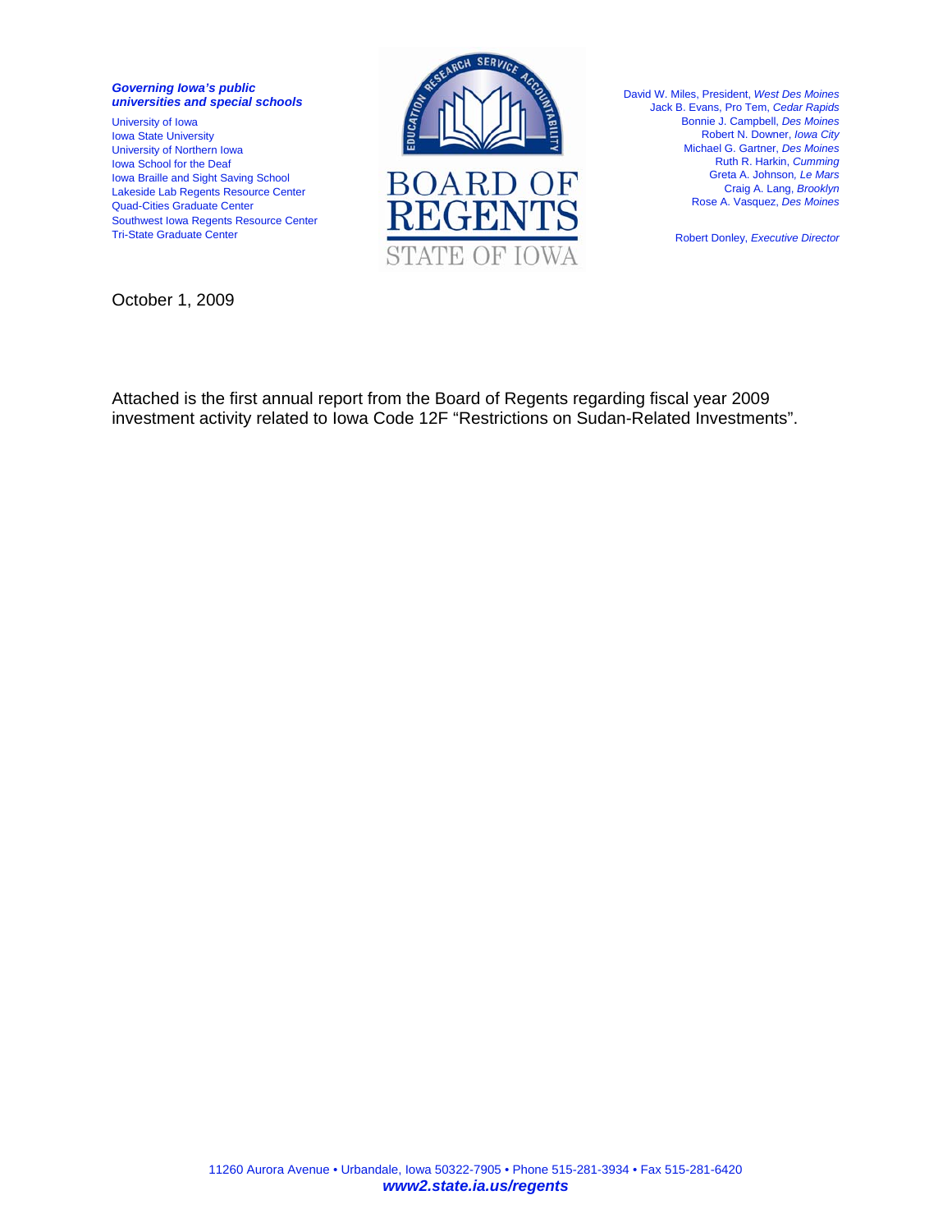***Governing Iowa's public universities and special schools***

University of Iowa
Iowa State University
University of Northern Iowa
Iowa School for the Deaf
Iowa Braille and Sight Saving School
Lakeside Lab Regents Resource Center
Quad-Cities Graduate Center
Southwest Iowa Regents Resource Center
Tri-State Graduate Center

EDUCATION RESEARCH SERVICE ACCOUNTABILITY

# BOARD OF REGENTS
STATE OF IOWA

David W. Miles, President, *West Des Moines*
Jack B. Evans, Pro Tem, *Cedar Rapids*
Bonnie J. Campbell, *Des Moines*
Robert N. Downer, *Iowa City*
Michael G. Gartner, *Des Moines*
Ruth R. Harkin, *Cumming*
Greta A. Johnson, *Le Mars*
Craig A. Lang, *Brooklyn*
Rose A. Vasquez, *Des Moines*

Robert Donley, *Executive Director*

October 1, 2009

Attached is the first annual report from the Board of Regents regarding fiscal year 2009 investment activity related to Iowa Code 12F "Restrictions on Sudan-Related Investments".

11260 Aurora Avenue • Urbandale, Iowa 50322-7905 • Phone 515-281-3934 • Fax 515-281-6420
***www2.state.ia.us/regents***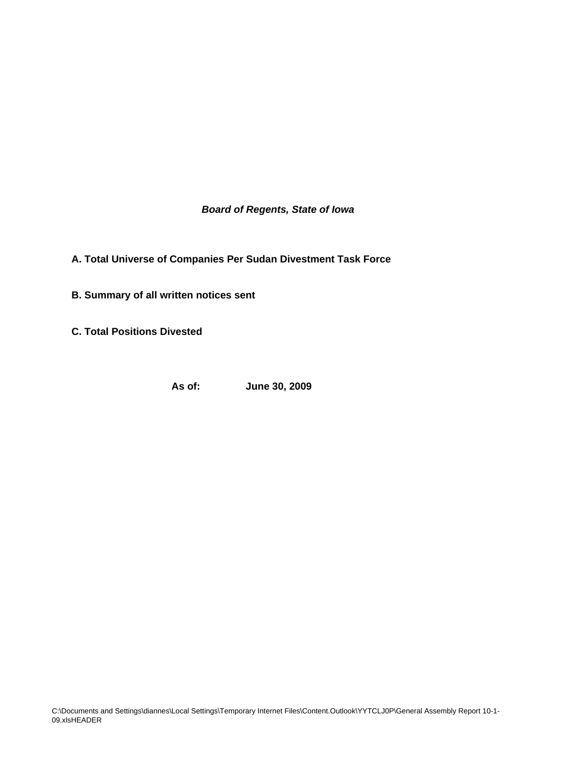***Board of Regents, State of Iowa***

**A. Total Universe of Companies Per Sudan Divestment Task Force**

**B. Summary of all written notices sent**

**C. Total Positions Divested**

**As of: June 30, 2009**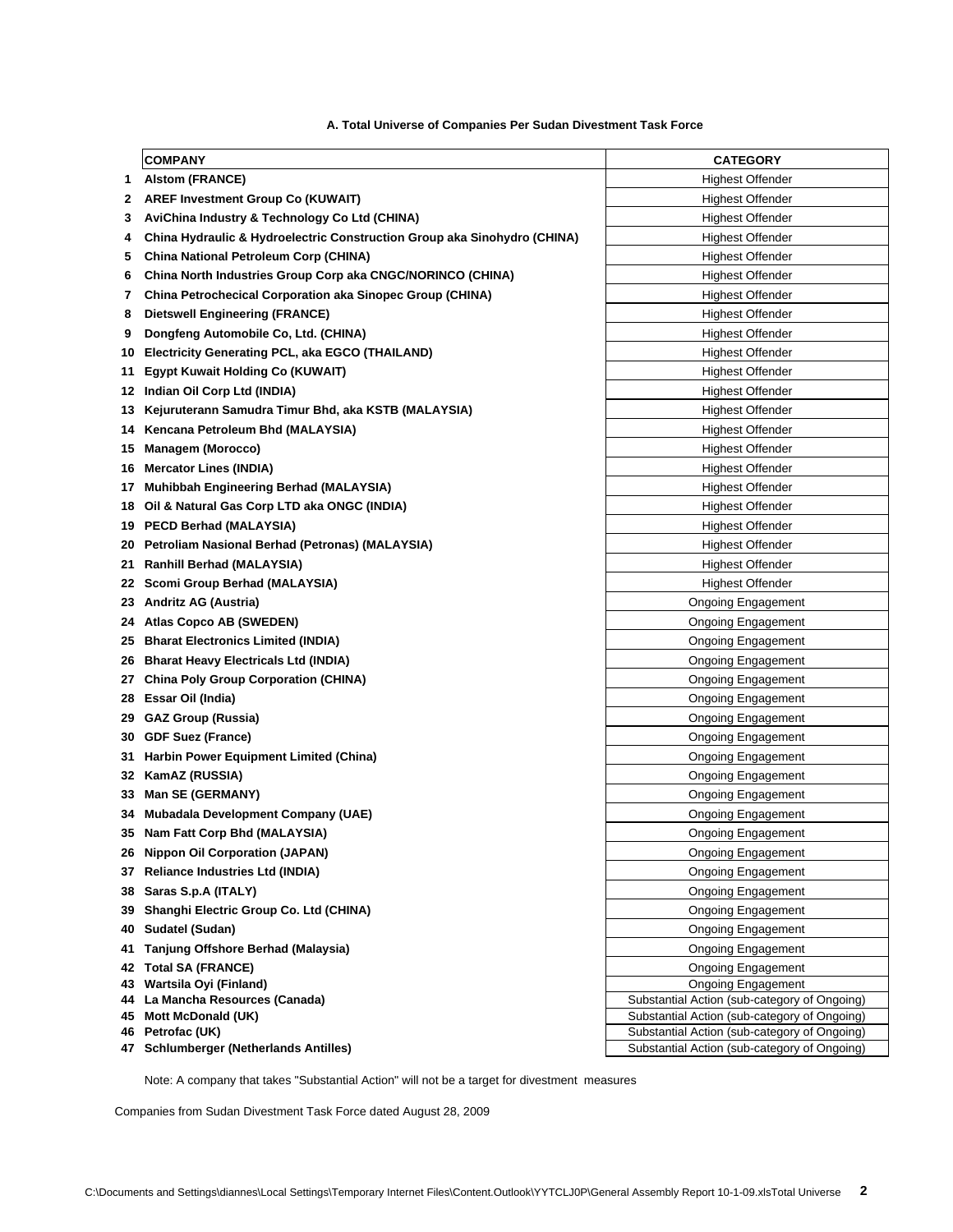### A. Total Universe of Companies Per Sudan Divestment Task Force

| | COMPANY | CATEGORY |
|---|---|---|
| 1 | Alstom (FRANCE) | Highest Offender |
| 2 | AREF Investment Group Co (KUWAIT) | Highest Offender |
| 3 | AviChina Industry & Technology Co Ltd (CHINA) | Highest Offender |
| 4 | China Hydraulic & Hydroelectric Construction Group aka Sinohydro (CHINA) | Highest Offender |
| 5 | China National Petroleum Corp (CHINA) | Highest Offender |
| 6 | China North Industries Group Corp aka CNGC/NORINCO (CHINA) | Highest Offender |
| 7 | China Petrochecical Corporation aka Sinopec Group (CHINA) | Highest Offender |
| 8 | Dietswell Engineering (FRANCE) | Highest Offender |
| 9 | Dongfeng Automobile Co, Ltd. (CHINA) | Highest Offender |
| 10 | Electricity Generating PCL, aka EGCO (THAILAND) | Highest Offender |
| 11 | Egypt Kuwait Holding Co (KUWAIT) | Highest Offender |
| 12 | Indian Oil Corp Ltd (INDIA) | Highest Offender |
| 13 | Kejuruterann Samudra Timur Bhd, aka KSTB (MALAYSIA) | Highest Offender |
| 14 | Kencana Petroleum Bhd (MALAYSIA) | Highest Offender |
| 15 | Managem (Morocco) | Highest Offender |
| 16 | Mercator Lines (INDIA) | Highest Offender |
| 17 | Muhibbah Engineering Berhad (MALAYSIA) | Highest Offender |
| 18 | Oil & Natural Gas Corp LTD aka ONGC (INDIA) | Highest Offender |
| 19 | PECD Berhad (MALAYSIA) | Highest Offender |
| 20 | Petroliam Nasional Berhad (Petronas) (MALAYSIA) | Highest Offender |
| 21 | Ranhill Berhad (MALAYSIA) | Highest Offender |
| 22 | Scomi Group Berhad (MALAYSIA) | Highest Offender |
| 23 | Andritz AG (Austria) | Ongoing Engagement |
| 24 | Atlas Copco AB (SWEDEN) | Ongoing Engagement |
| 25 | Bharat Electronics Limited (INDIA) | Ongoing Engagement |
| 26 | Bharat Heavy Electricals Ltd (INDIA) | Ongoing Engagement |
| 27 | China Poly Group Corporation (CHINA) | Ongoing Engagement |
| 28 | Essar Oil (India) | Ongoing Engagement |
| 29 | GAZ Group (Russia) | Ongoing Engagement |
| 30 | GDF Suez (France) | Ongoing Engagement |
| 31 | Harbin Power Equipment Limited (China) | Ongoing Engagement |
| 32 | KamAZ (RUSSIA) | Ongoing Engagement |
| 33 | Man SE (GERMANY) | Ongoing Engagement |
| 34 | Mubadala Development Company (UAE) | Ongoing Engagement |
| 35 | Nam Fatt Corp Bhd (MALAYSIA) | Ongoing Engagement |
| 26 | Nippon Oil Corporation (JAPAN) | Ongoing Engagement |
| 37 | Reliance Industries Ltd (INDIA) | Ongoing Engagement |
| 38 | Saras S.p.A (ITALY) | Ongoing Engagement |
| 39 | Shanghi Electric Group Co. Ltd (CHINA) | Ongoing Engagement |
| 40 | Sudatel (Sudan) | Ongoing Engagement |
| 41 | Tanjung Offshore Berhad (Malaysia) | Ongoing Engagement |
| 42 | Total SA (FRANCE) | Ongoing Engagement |
| 43 | Wartsila Oyi (Finland) | Ongoing Engagement |
| 44 | La Mancha Resources (Canada) | Substantial Action (sub-category of Ongoing) |
| 45 | Mott McDonald (UK) | Substantial Action (sub-category of Ongoing) |
| 46 | Petrofac (UK) | Substantial Action (sub-category of Ongoing) |
| 47 | Schlumberger (Netherlands Antilles) | Substantial Action (sub-category of Ongoing) |

Note: A company that takes "Substantial Action" will not be a target for divestment measures

Companies from Sudan Divestment Task Force dated August 28, 2009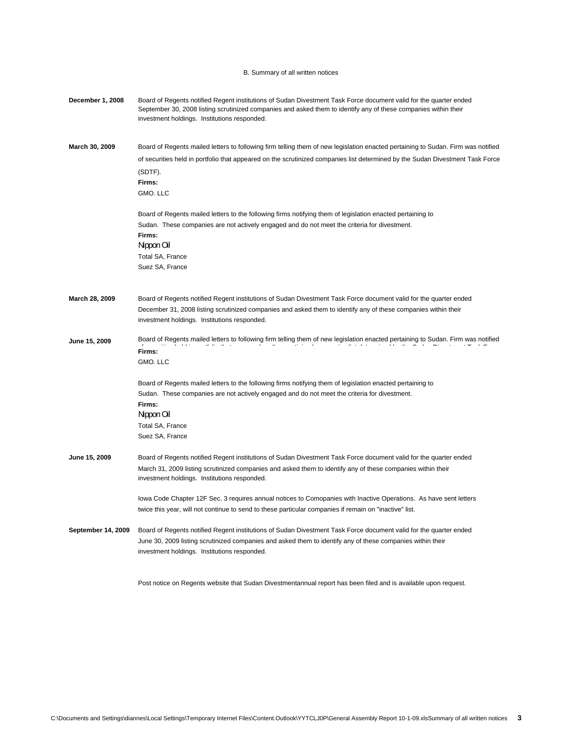B. Summary of all written notices

**December 1, 2008** Board of Regents notified Regent institutions of Sudan Divestment Task Force document valid for the quarter ended September 30, 2008 listing scrutinized companies and asked them to identify any of these companies within their investment holdings. Institutions responded.

**March 30, 2009** Board of Regents mailed letters to following firm telling them of new legislation enacted pertaining to Sudan. Firm was notified of securities held in portfolio that appeared on the scrutinized companies list determined by the Sudan Divestment Task Force (SDTF).

**Firms:**
GMO. LLC

Board of Regents mailed letters to the following firms notifying them of legislation enacted pertaining to Sudan. These companies are not actively engaged and do not meet the criteria for divestment.

**Firms:**
Nippon Oil
Total SA, France
Suez SA, France

**March 28, 2009** Board of Regents notified Regent institutions of Sudan Divestment Task Force document valid for the quarter ended December 31, 2008 listing scrutinized companies and asked them to identify any of these companies within their investment holdings. Institutions responded.

**June 15, 2009** Board of Regents mailed letters to following firm telling them of new legislation enacted pertaining to Sudan. Firm was notified

**Firms:**
GMO. LLC

Board of Regents mailed letters to the following firms notifying them of legislation enacted pertaining to Sudan. These companies are not actively engaged and do not meet the criteria for divestment.

**Firms:**
Nippon Oil
Total SA, France
Suez SA, France

**June 15, 2009** Board of Regents notified Regent institutions of Sudan Divestment Task Force document valid for the quarter ended March 31, 2009 listing scrutinized companies and asked them to identify any of these companies within their investment holdings. Institutions responded.

Iowa Code Chapter 12F Sec. 3 requires annual notices to Comopanies with Inactive Operations. As have sent letters twice this year, will not continue to send to these particular companies if remain on "inactive" list.

**September 14, 2009** Board of Regents notified Regent institutions of Sudan Divestment Task Force document valid for the quarter ended June 30, 2009 listing scrutinized companies and asked them to identify any of these companies within their investment holdings. Institutions responded.

Post notice on Regents website that Sudan Divestmentannual report has been filed and is available upon request.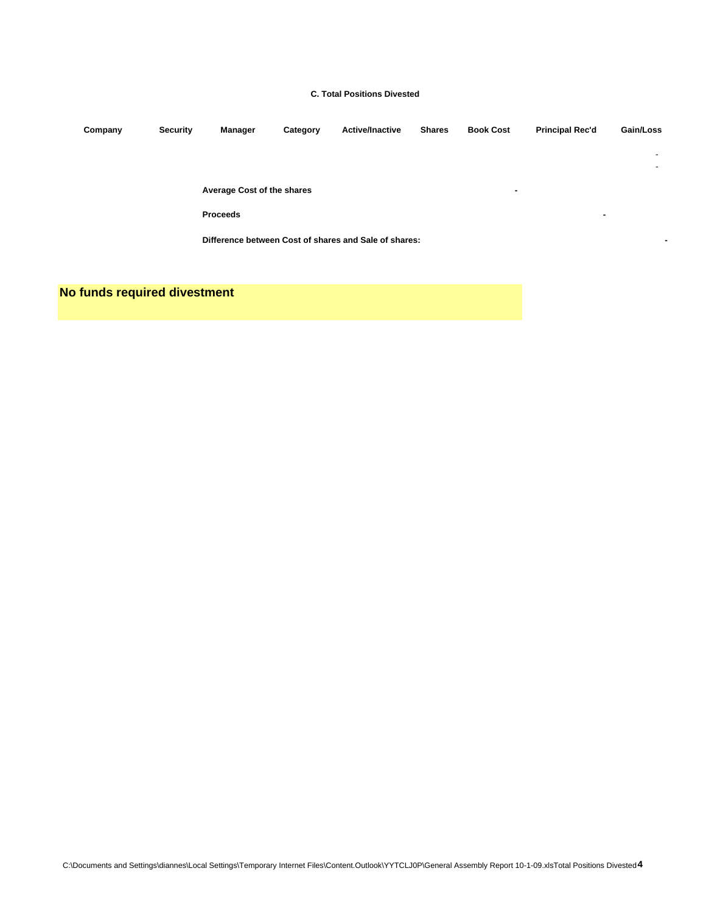**C. Total Positions Divested**

| Company | Security | Manager | Category | Active/Inactive | Shares | Book Cost | Principal Rec'd | Gain/Loss |
| --- | --- | --- | --- | --- | --- | --- | --- | --- |
| | | | | | | | | - |
| | | | | | | | | - |

| | |
| --- | --- |
| **Average Cost of the shares** | **-** |
| **Proceeds** | **-** |
| **Difference between Cost of shares and Sale of shares:** | **-** |

**No funds required divestment**